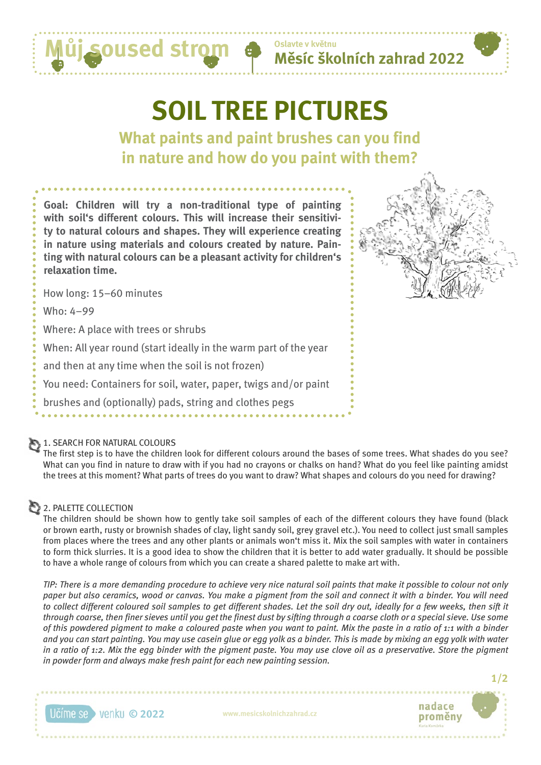# SOIL TREE PICTURES

## What paints and paint brushes can you find in nature and how do you paint with them?

**Goal: Children will try a non-traditional type of painting with soil's different colours. This will increase their sensitivity to natural colours and shapes. They will experience creating in nature using materials and colours created by nature. Painting with natural colours can be a pleasant activity for children's relaxation time.**

How long: 15–60 minutes

Who: 4–99

Where: A place with trees or shrubs

When: All year round (start ideally in the warm part of the year and then at any time when the soil is not frozen)

You need: Containers for soil, water, paper, twigs and/or paint brushes and (optionally) pads, string and clothes pegs

### 1. SEARCH FOR NATURAL COLOURS

The first step is to have the children look for different colours around the bases of some trees. What shades do you see? What can you find in nature to draw with if you had no crayons or chalks on hand? What do you feel like painting amidst the trees at this moment? What parts of trees do you want to draw? What shapes and colours do you need for drawing?

### 2. PALETTE COLLECTION

The children should be shown how to gently take soil samples of each of the different colours they have found (black or brown earth, rusty or brownish shades of clay, light sandy soil, grey gravel etc.). You need to collect just small samples from places where the trees and any other plants or animals won't miss it. Mix the soil samples with water in containers to form thick slurries. It is a good idea to show the children that it is better to add water gradually. It should be possible to have a whole range of colours from which you can create a shared palette to make art with.

*TIP: There is a more demanding procedure to achieve very nice natural soil paints that make it possible to colour not only paper but also ceramics, wood or canvas. You make a pigment from the soil and connect it with a binder. You will need to collect different coloured soil samples to get different shades. Let the soil dry out, ideally for a few weeks, then sift it through coarse, then finer sieves until you get the finest dust by sifting through a coarse cloth or a special sieve. Use some of this powdered pigment to make a coloured paste when you want to paint. Mix the paste in a ratio of 1:1 with a binder and you can start painting. You may use casein glue or egg yolk as a binder. This is made by mixing an egg yolk with water in a ratio of 1:2. Mix the egg binder with the pigment paste. You may use clove oil as a preservative. Store the pigment in powder form and always make fresh paint for each new painting session.*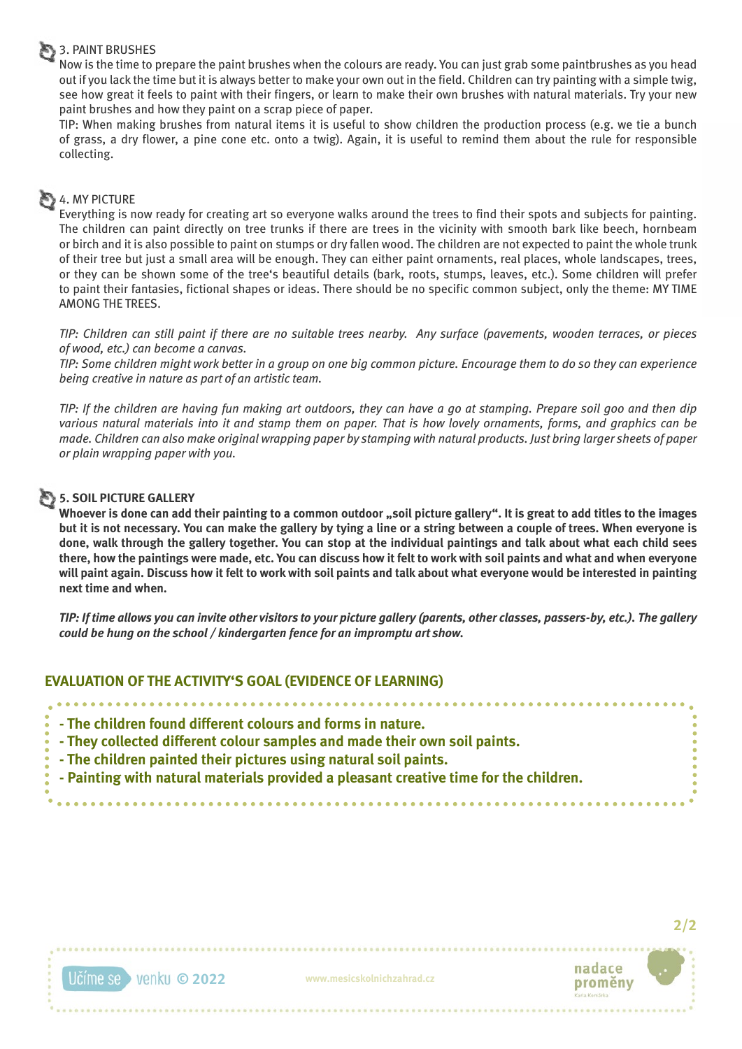### 3. PAINT BRUSHES

Now is the time to prepare the paint brushes when the colours are ready. You can just grab some paintbrushes as you head out if you lack the time but it is always better to make your own out in the field. Children can try painting with a simple twig, see how great it feels to paint with their fingers, or learn to make their own brushes with natural materials. Try your new paint brushes and how they paint on a scrap piece of paper.

TIP: When making brushes from natural items it is useful to show children the production process (e.g. we tie a bunch of grass, a dry flower, a pine cone etc. onto a twig). Again, it is useful to remind them about the rule for responsible collecting.

### 4. MY PICTURE

Everything is now ready for creating art so everyone walks around the trees to find their spots and subjects for painting. The children can paint directly on tree trunks if there are trees in the vicinity with smooth bark like beech, hornbeam or birch and it is also possible to paint on stumps or dry fallen wood. The children are not expected to paint the whole trunk of their tree but just a small area will be enough. They can either paint ornaments, real places, whole landscapes, trees, or they can be shown some of the tree's beautiful details (bark, roots, stumps, leaves, etc.). Some children will prefer to paint their fantasies, fictional shapes or ideas. There should be no specific common subject, only the theme: MY TIME AMONG THE TREES.

*TIP: Children can still paint if there are no suitable trees nearby. Any surface (pavements, wooden terraces, or pieces of wood, etc.) can become a canvas.*
*TIP: Some children might work better in a group on one big common picture. Encourage them to do so they can experience being creative in nature as part of an artistic team.*

*TIP: If the children are having fun making art outdoors, they can have a go at stamping. Prepare soil goo and then dip various natural materials into it and stamp them on paper. That is how lovely ornaments, forms, and graphics can be made. Children can also make original wrapping paper by stamping with natural products. Just bring larger sheets of paper or plain wrapping paper with you.*

### 5. SOIL PICTURE GALLERY

**Whoever is done can add their painting to a common outdoor „soil picture gallery". It is great to add titles to the images but it is not necessary. You can make the gallery by tying a line or a string between a couple of trees. When everyone is done, walk through the gallery together. You can stop at the individual paintings and talk about what each child sees there, how the paintings were made, etc. You can discuss how it felt to work with soil paints and what and when everyone will paint again. Discuss how it felt to work with soil paints and talk about what everyone would be interested in painting next time and when.**

***TIP: If time allows you can invite other visitors to your picture gallery (parents, other classes, passers-by, etc.). The gallery could be hung on the school / kindergarten fence for an impromptu art show.***

## EVALUATION OF THE ACTIVITY'S GOAL (EVIDENCE OF LEARNING)

- **The children found different colours and forms in nature.**
- **They collected different colour samples and made their own soil paints.**
- **The children painted their pictures using natural soil paints.**
- **Painting with natural materials provided a pleasant creative time for the children.**

Učíme se venku © 2022 www.mesicskolnichzahrad.cz nadace proměny